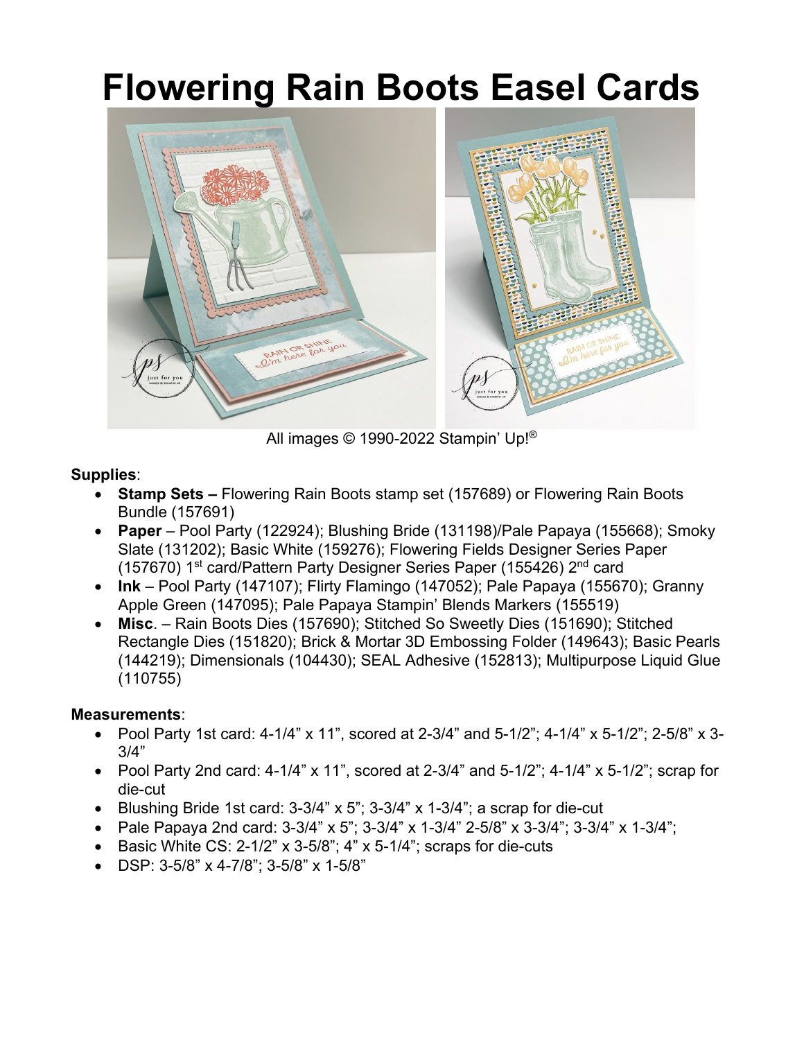# Flowering Rain Boots Easel Cards

All images © 1990-2022 Stampin' Up!®

**Supplies**:

- **Stamp Sets –** Flowering Rain Boots stamp set (157689) or Flowering Rain Boots Bundle (157691)
- **Paper** – Pool Party (122924); Blushing Bride (131198)/Pale Papaya (155668); Smoky Slate (131202); Basic White (159276); Flowering Fields Designer Series Paper (157670) 1st card/Pattern Party Designer Series Paper (155426) 2nd card
- **Ink** – Pool Party (147107); Flirty Flamingo (147052); Pale Papaya (155670); Granny Apple Green (147095); Pale Papaya Stampin' Blends Markers (155519)
- **Misc**. – Rain Boots Dies (157690); Stitched So Sweetly Dies (151690); Stitched Rectangle Dies (151820); Brick & Mortar 3D Embossing Folder (149643); Basic Pearls (144219); Dimensionals (104430); SEAL Adhesive (152813); Multipurpose Liquid Glue (110755)

**Measurements**:

- Pool Party 1st card: 4-1/4" x 11", scored at 2-3/4" and 5-1/2"; 4-1/4" x 5-1/2"; 2-5/8" x 3-3/4"
- Pool Party 2nd card: 4-1/4" x 11", scored at 2-3/4" and 5-1/2"; 4-1/4" x 5-1/2"; scrap for die-cut
- Blushing Bride 1st card: 3-3/4" x 5"; 3-3/4" x 1-3/4"; a scrap for die-cut
- Pale Papaya 2nd card: 3-3/4" x 5"; 3-3/4" x 1-3/4" 2-5/8" x 3-3/4"; 3-3/4" x 1-3/4";
- Basic White CS: 2-1/2" x 3-5/8"; 4" x 5-1/4"; scraps for die-cuts
- DSP: 3-5/8" x 4-7/8"; 3-5/8" x 1-5/8"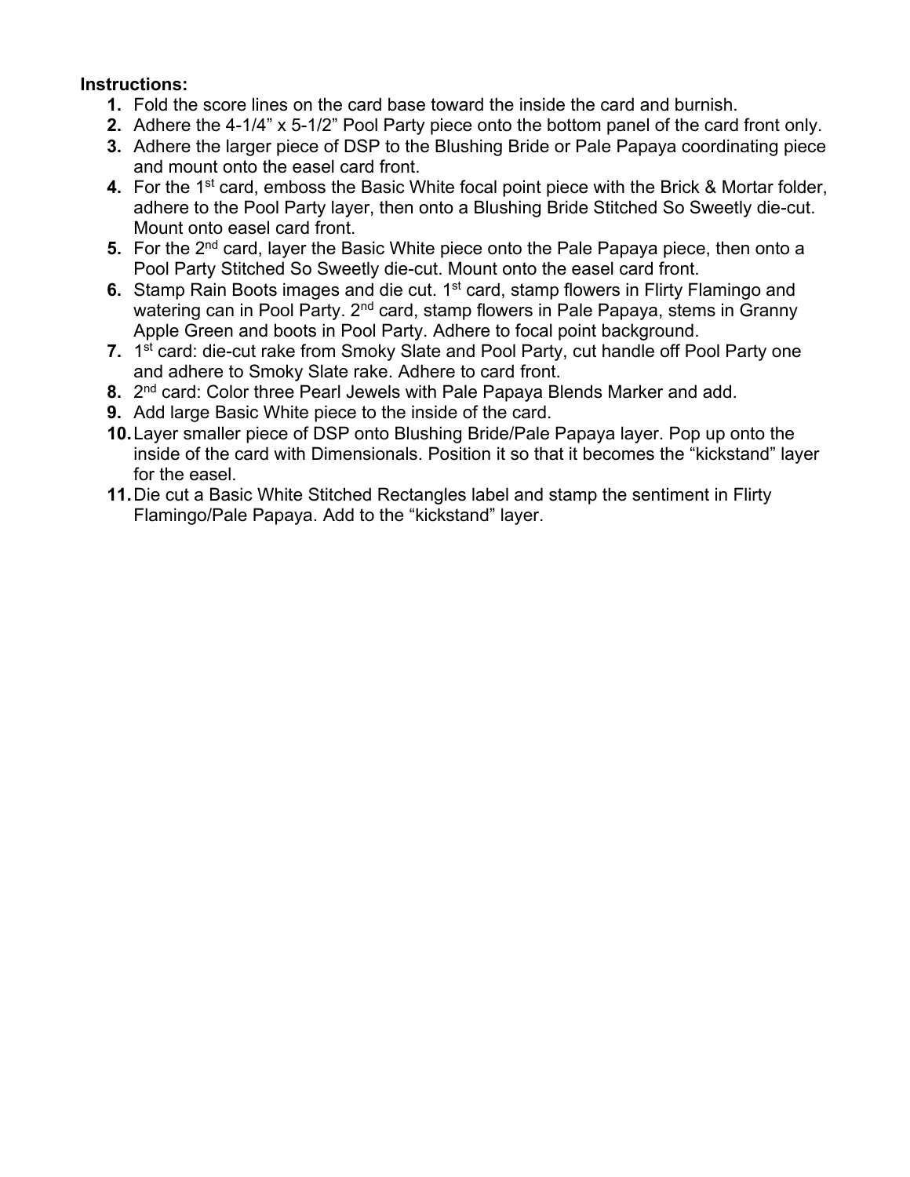**Instructions:**

1. Fold the score lines on the card base toward the inside the card and burnish.
2. Adhere the 4-1/4" x 5-1/2" Pool Party piece onto the bottom panel of the card front only.
3. Adhere the larger piece of DSP to the Blushing Bride or Pale Papaya coordinating piece and mount onto the easel card front.
4. For the 1st card, emboss the Basic White focal point piece with the Brick & Mortar folder, adhere to the Pool Party layer, then onto a Blushing Bride Stitched So Sweetly die-cut. Mount onto easel card front.
5. For the 2nd card, layer the Basic White piece onto the Pale Papaya piece, then onto a Pool Party Stitched So Sweetly die-cut. Mount onto the easel card front.
6. Stamp Rain Boots images and die cut. 1st card, stamp flowers in Flirty Flamingo and watering can in Pool Party. 2nd card, stamp flowers in Pale Papaya, stems in Granny Apple Green and boots in Pool Party. Adhere to focal point background.
7. 1st card: die-cut rake from Smoky Slate and Pool Party, cut handle off Pool Party one and adhere to Smoky Slate rake. Adhere to card front.
8. 2nd card: Color three Pearl Jewels with Pale Papaya Blends Marker and add.
9. Add large Basic White piece to the inside of the card.
10. Layer smaller piece of DSP onto Blushing Bride/Pale Papaya layer. Pop up onto the inside of the card with Dimensionals. Position it so that it becomes the "kickstand" layer for the easel.
11. Die cut a Basic White Stitched Rectangles label and stamp the sentiment in Flirty Flamingo/Pale Papaya. Add to the "kickstand" layer.